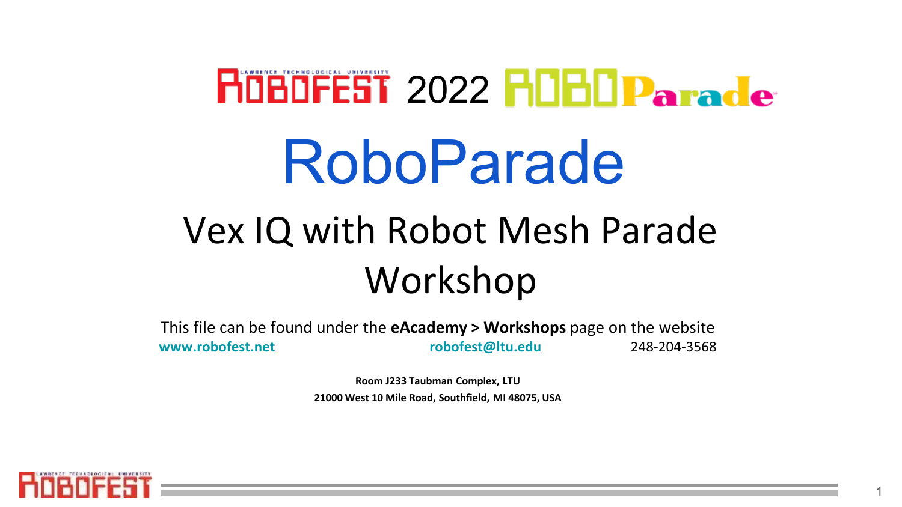# ROBOFEST 2022 ROBOParade

# RoboParade

## Vex IQ with Robot Mesh Parade Workshop

This file can be found under the **eAcademy > Workshops** page on the website

**www.robofest.net** **robofest@ltu.edu** 248-204-3568

**Room J233 Taubman Complex, LTU**

**21000 West 10 Mile Road, Southfield, MI 48075, USA**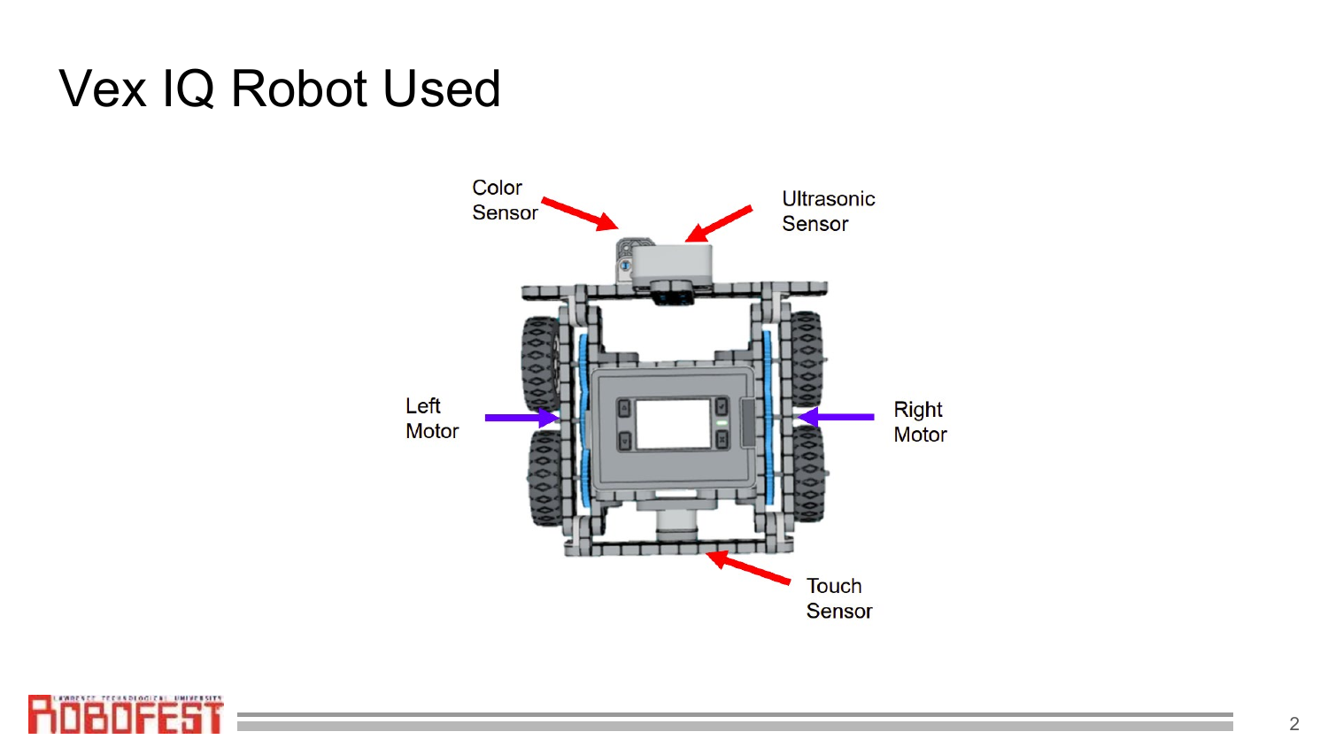# Vex IQ Robot Used

Color Sensor

Ultrasonic Sensor

Left Motor

Right Motor

Touch Sensor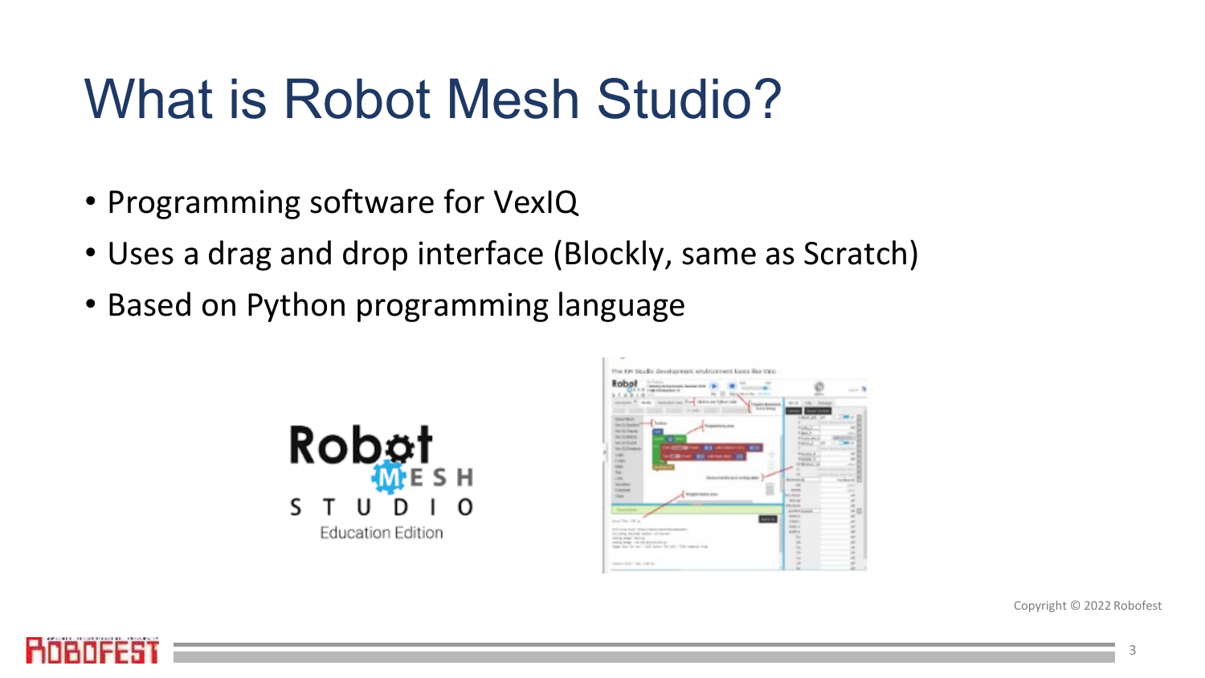# What is Robot Mesh Studio?

- Programming software for VexIQ
- Uses a drag and drop interface (Blockly, same as Scratch)
- Based on Python programming language

Copyright © 2022 Robofest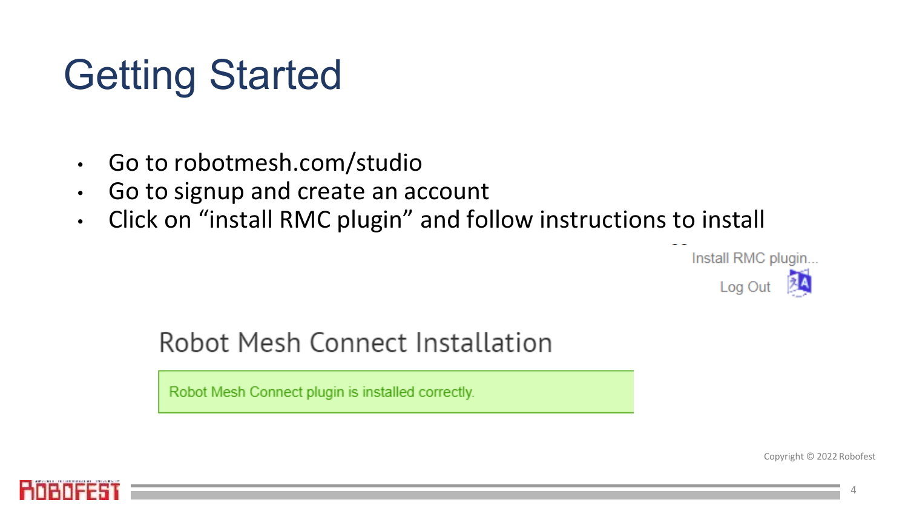# Getting Started

- Go to robotmesh.com/studio
- Go to signup and create an account
- Click on "install RMC plugin" and follow instructions to install

Install RMC plugin...

Log Out

Robot Mesh Connect Installation

Robot Mesh Connect plugin is installed correctly.

Copyright © 2022 Robofest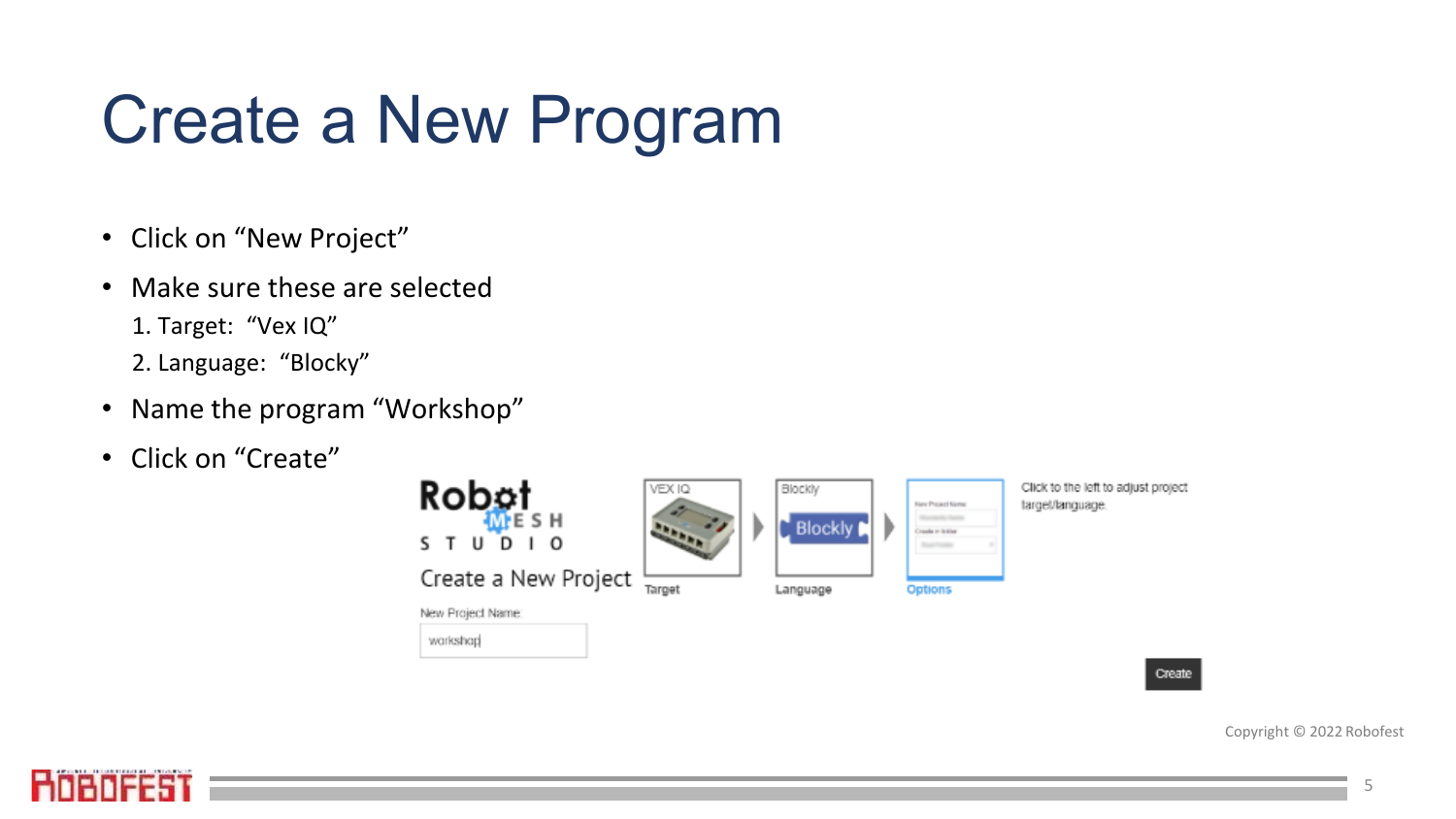# Create a New Program

- Click on "New Project"
- Make sure these are selected
  1. Target: "Vex IQ"
  2. Language: "Blocky"
- Name the program "Workshop"
- Click on "Create"

Robot MESH STUDIO

Create a New Project

New Project Name

workshop

VEX IQ

Target

Blockly

Language

Options

Click to the left to adjust project target/language.

Create

Copyright © 2022 Robofest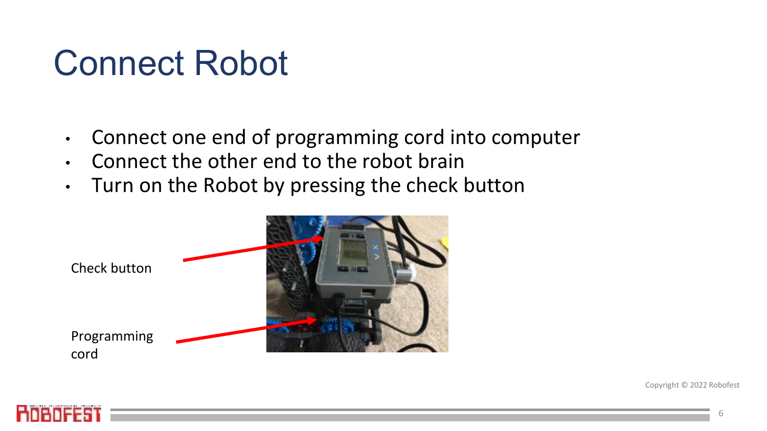# Connect Robot

- Connect one end of programming cord into computer
- Connect the other end to the robot brain
- Turn on the Robot by pressing the check button

Check button

Programming cord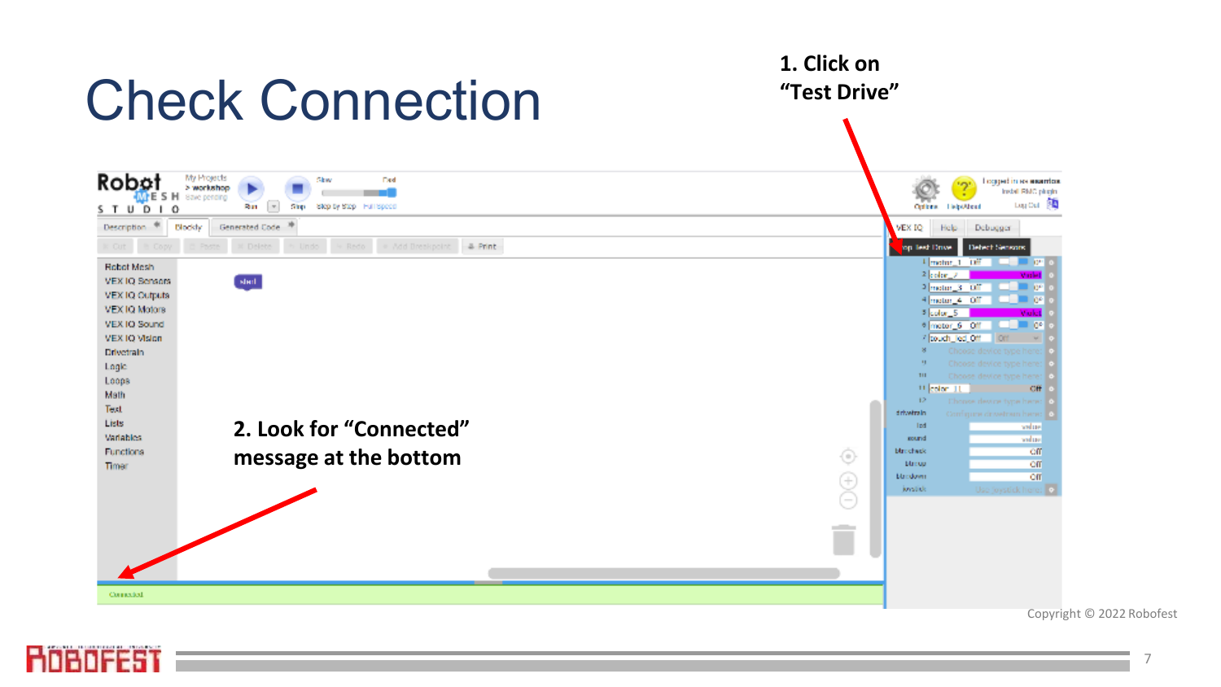# Check Connection

**1. Click on "Test Drive"**

**2. Look for "Connected" message at the bottom**

Copyright © 2022 Robofest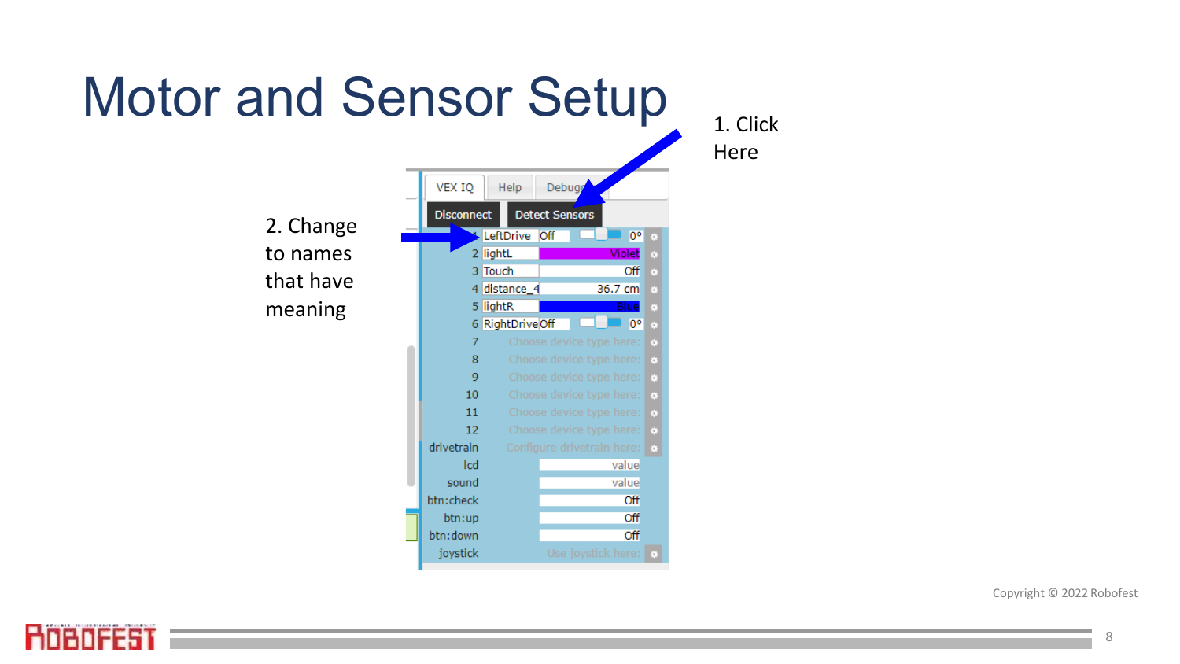# Motor and Sensor Setup

1. Click Here

2. Change to names that have meaning

| | | | |
|---|---|---|---|
| 1 | LeftDrive | Off | 0° |
| 2 | lightL | Violet | |
| 3 | Touch | Off | |
| 4 | distance_4 | 36.7 cm | |
| 5 | lightR | Blue | |
| 6 | RightDrive | Off | 0° |
| 7 | | Choose device type here: | |
| 8 | | Choose device type here: | |
| 9 | | Choose device type here: | |
| 10 | | Choose device type here: | |
| 11 | | Choose device type here: | |
| 12 | | Choose device type here: | |
| drivetrain | | Configure drivetrain here: | |
| lcd | | value | |
| sound | | value | |
| btn:check | | Off | |
| btn:up | | Off | |
| btn:down | | Off | |
| joystick | | Use joystick here: | |

VEX IQ | Help | Debug

Disconnect | Detect Sensors

Copyright © 2022 Robofest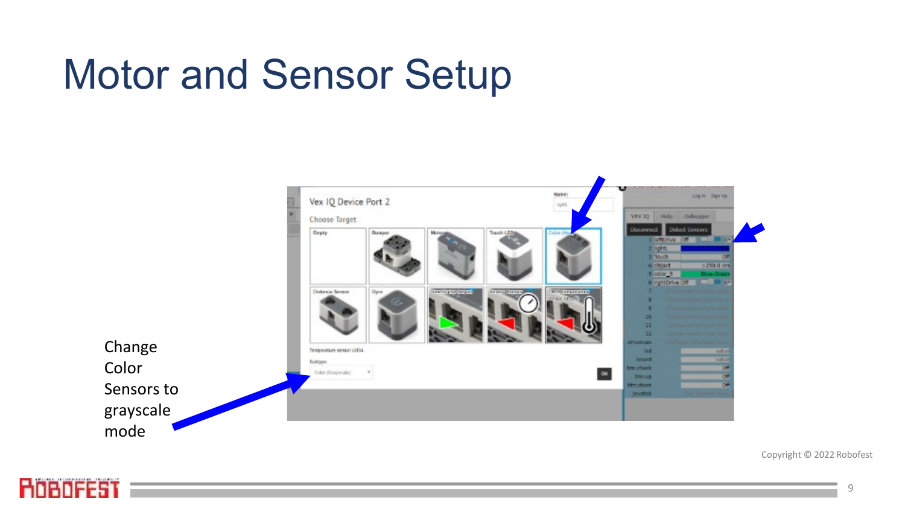# Motor and Sensor Setup

Change Color Sensors to grayscale mode

Copyright © 2022 Robofest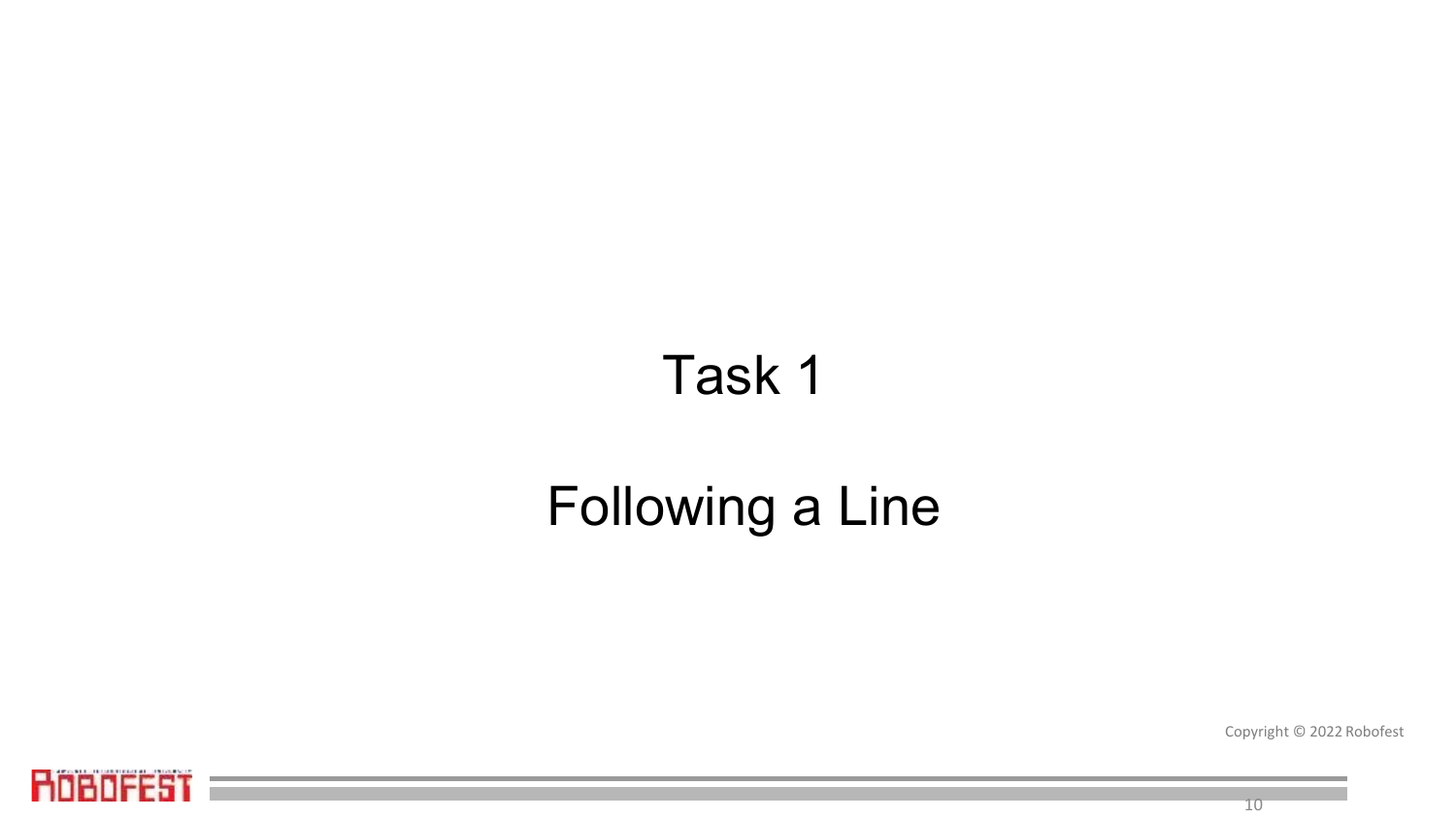# Task 1

## Following a Line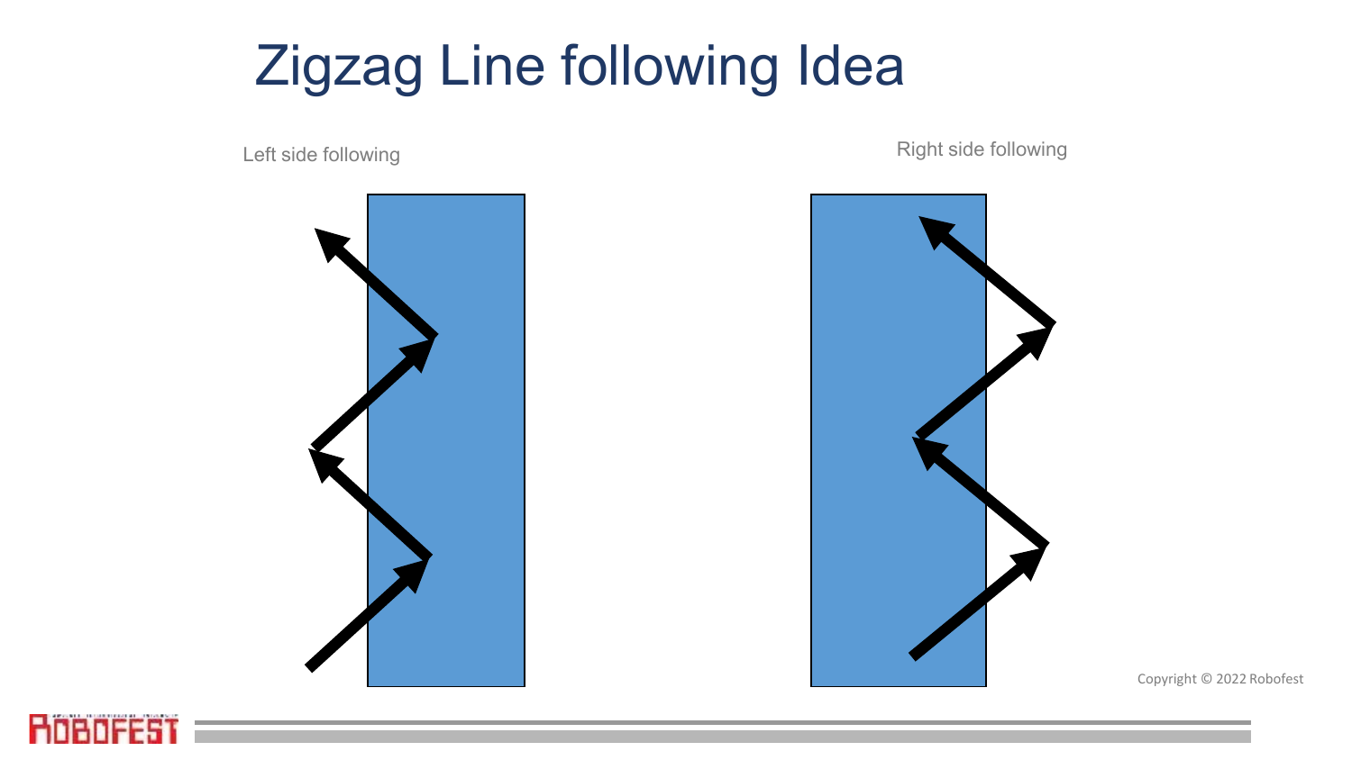# Zigzag Line following Idea

Left side following

Right side following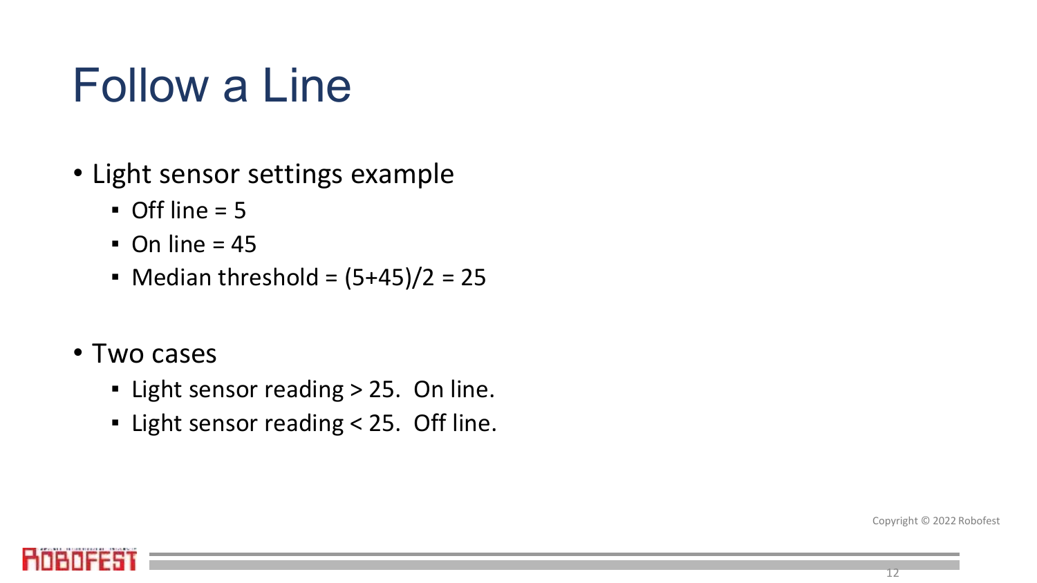# Follow a Line

- Light sensor settings example
  - Off line = 5
  - On line = 45
  - Median threshold = (5+45)/2 = 25

- Two cases
  - Light sensor reading > 25. On line.
  - Light sensor reading < 25. Off line.

Copyright © 2022 Robofest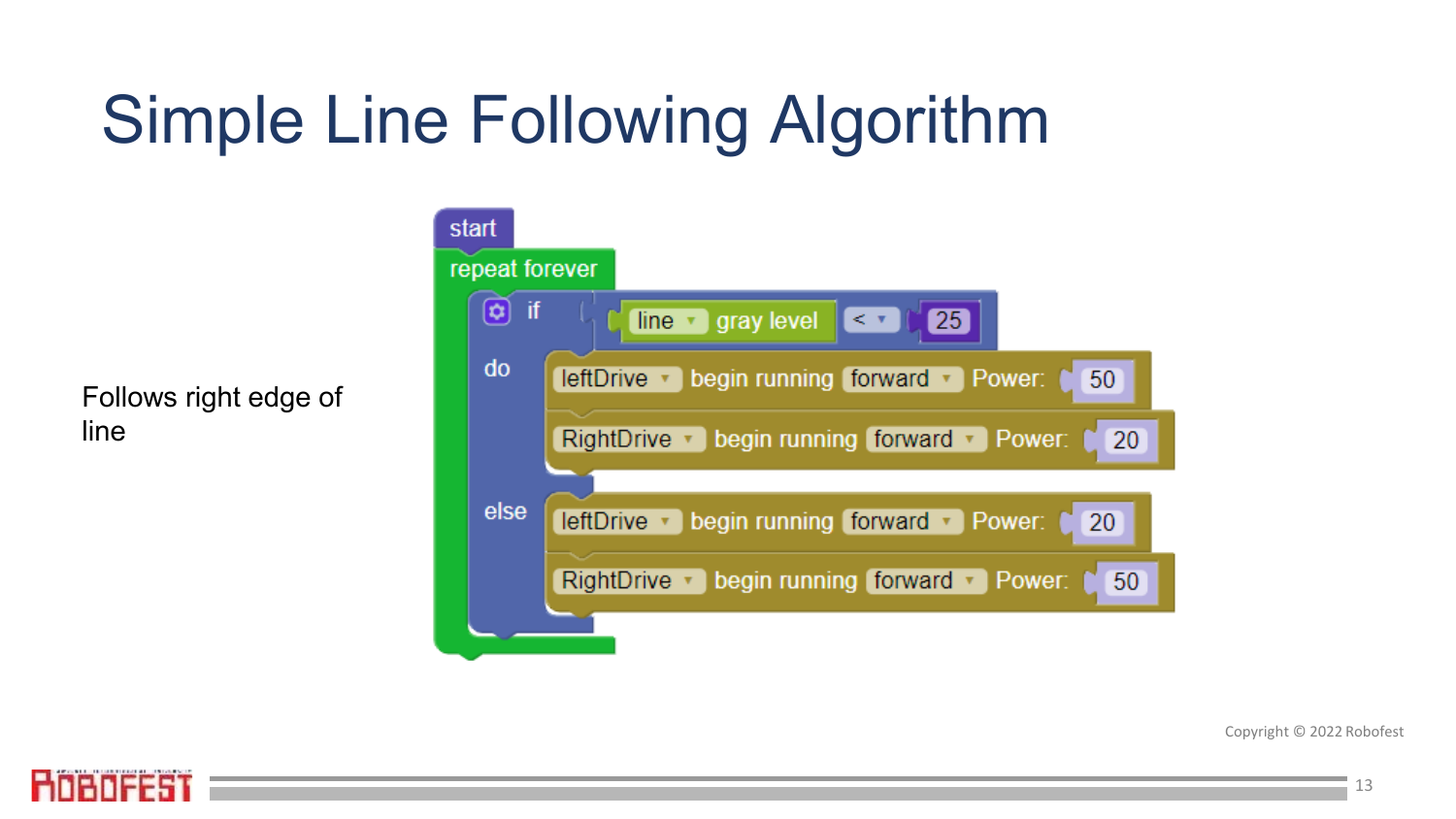# Simple Line Following Algorithm

Follows right edge of line

```
start
repeat forever
    if line gray level < 25
    do
        leftDrive begin running forward Power: 50
        RightDrive begin running forward Power: 20
    else
        leftDrive begin running forward Power: 20
        RightDrive begin running forward Power: 50
```

Copyright © 2022 Robofest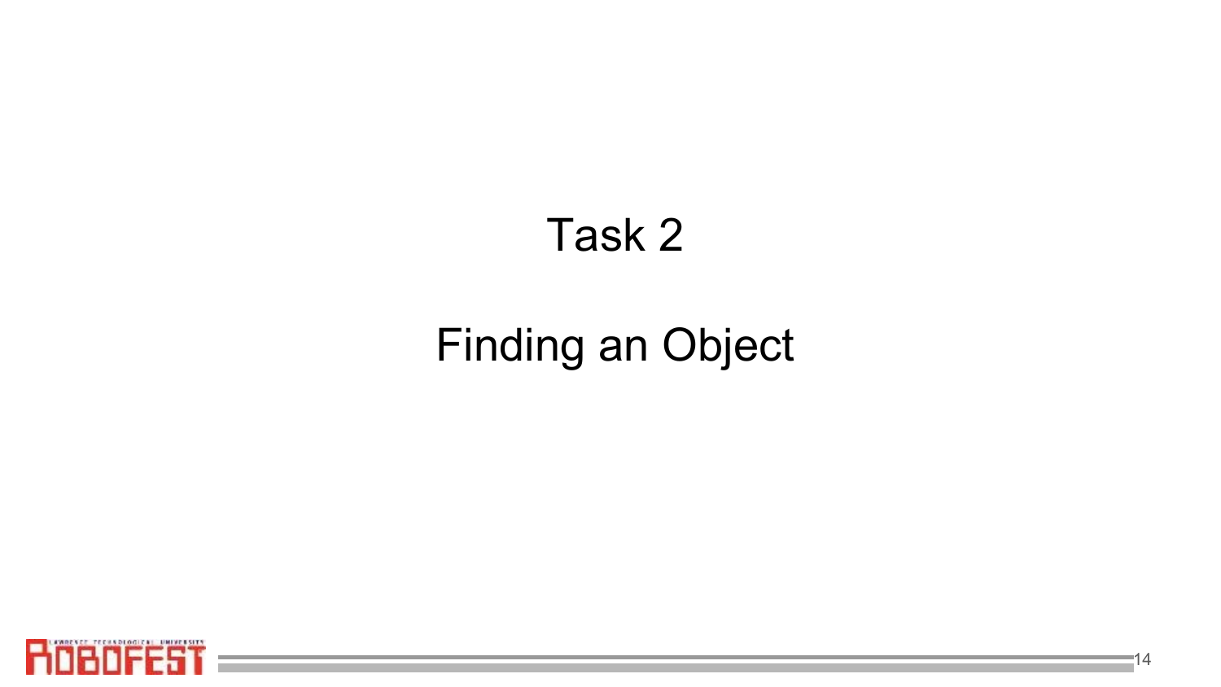# Task 2

## Finding an Object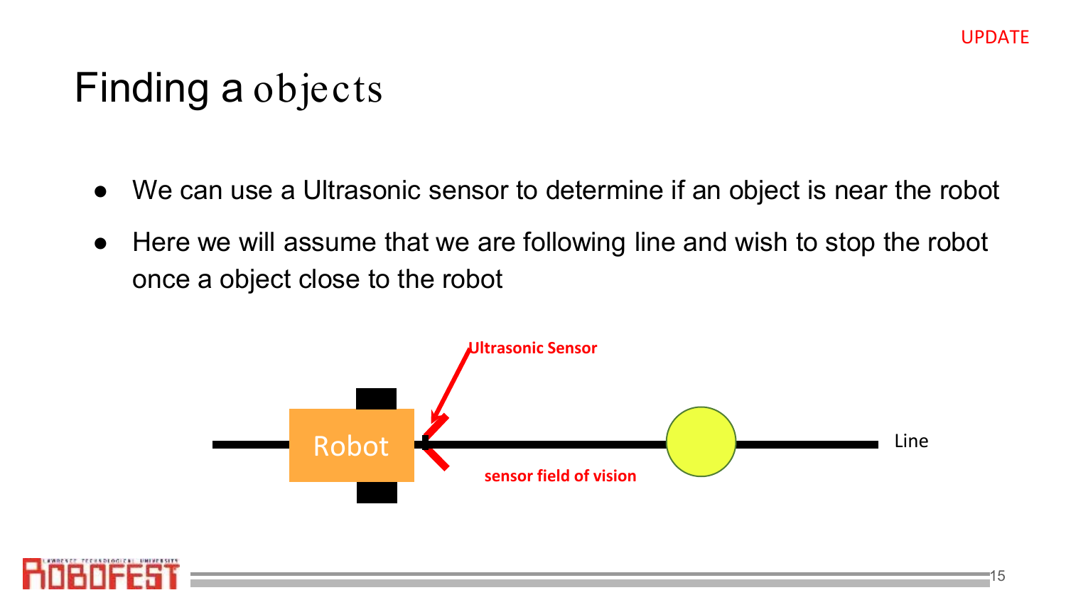UPDATE

# Finding a objects

- We can use a Ultrasonic sensor to determine if an object is near the robot
- Here we will assume that we are following line and wish to stop the robot once a object close to the robot

Ultrasonic Sensor

Robot

Line

sensor field of vision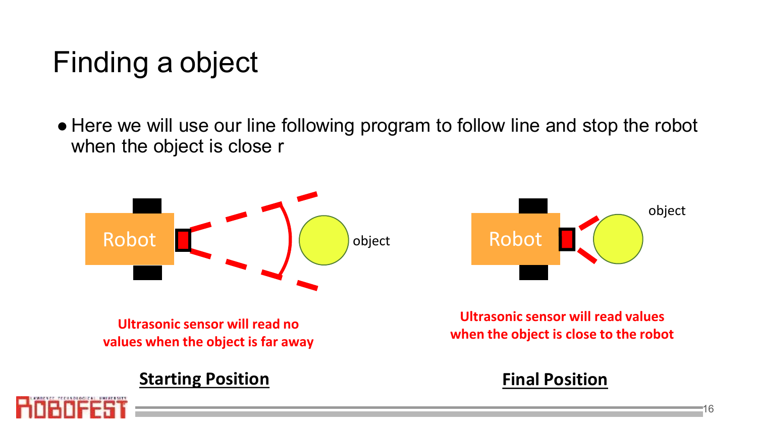# Finding a object

- Here we will use our line following program to follow line and stop the robot when the object is close r

Robot

object

**Ultrasonic sensor will read no values when the object is far away**

**Starting Position**

Robot

object

**Ultrasonic sensor will read values when the object is close to the robot**

**Final Position**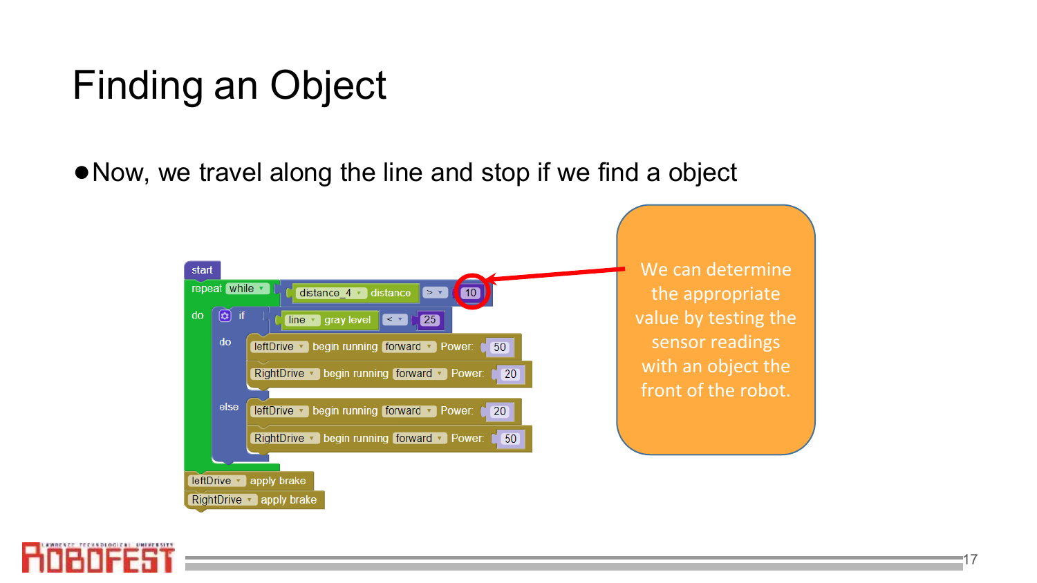# Finding an Object

- Now, we travel along the line and stop if we find a object

```
start
repeat while [distance_4 distance > 10]
do
    if [line gray level < 25]
    do
        leftDrive begin running forward Power: 50
        RightDrive begin running forward Power: 20
    else
        leftDrive begin running forward Power: 20
        RightDrive begin running forward Power: 50
leftDrive apply brake
RightDrive apply brake
```

We can determine the appropriate value by testing the sensor readings with an object the front of the robot.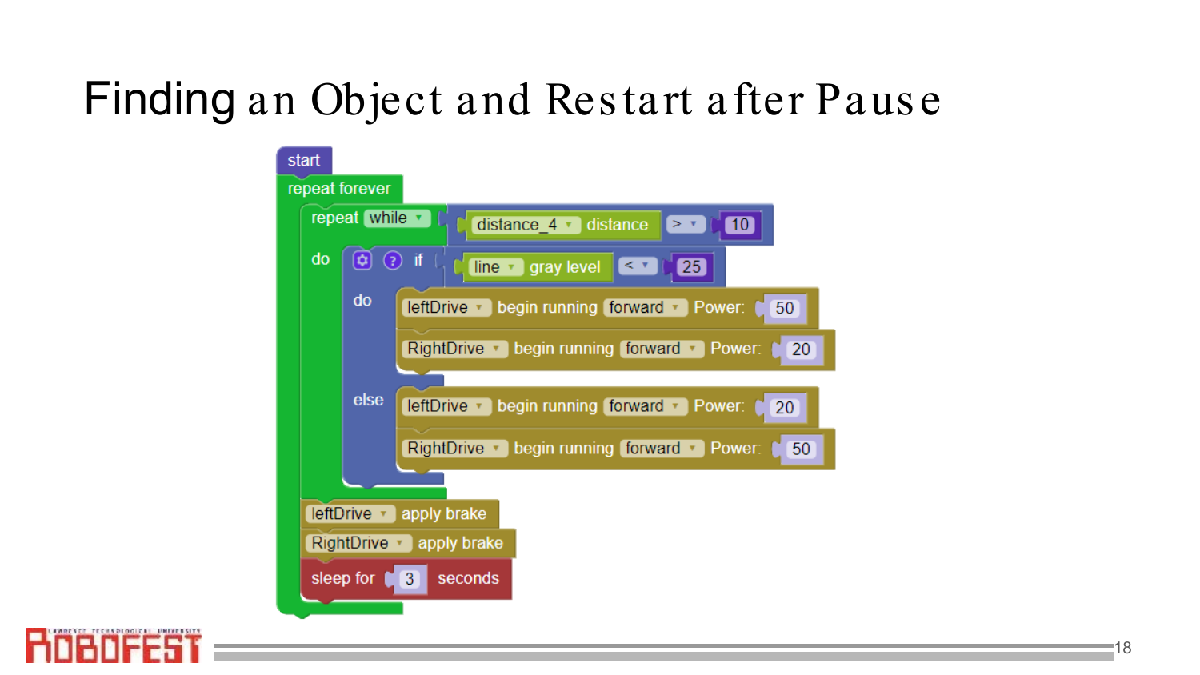# Finding an Object and Restart after Pause

```
start
repeat forever
    repeat while [distance_4 distance] > 10
    do
        if [line gray level] < 25
        do
            leftDrive begin running forward Power: 50
            RightDrive begin running forward Power: 20
        else
            leftDrive begin running forward Power: 20
            RightDrive begin running forward Power: 50
    leftDrive apply brake
    RightDrive apply brake
    sleep for 3 seconds
```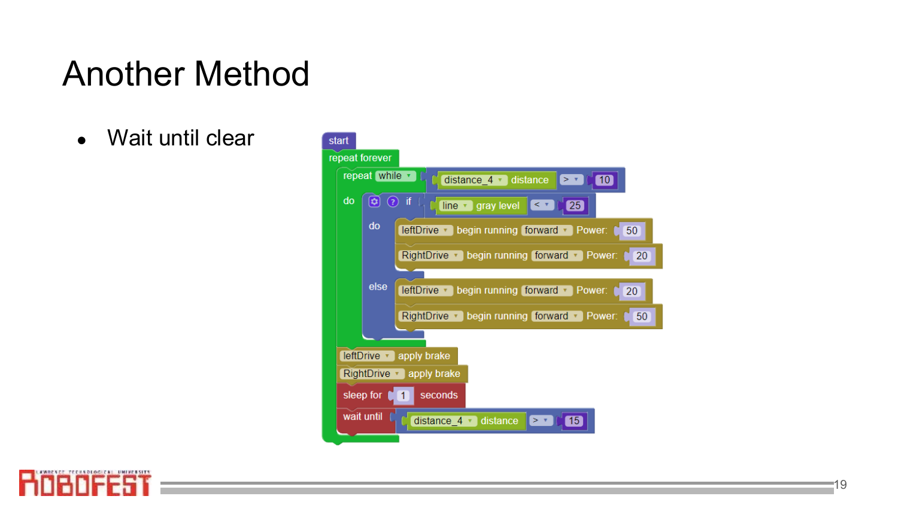# Another Method

- Wait until clear

```
start
repeat forever
    repeat while (distance_4 distance > 10)
    do
        if (line gray level < 25)
        do
            leftDrive begin running forward Power: 50
            RightDrive begin running forward Power: 20
        else
            leftDrive begin running forward Power: 20
            RightDrive begin running forward Power: 50
    leftDrive apply brake
    RightDrive apply brake
    sleep for 1 seconds
    wait until (distance_4 distance > 15)
```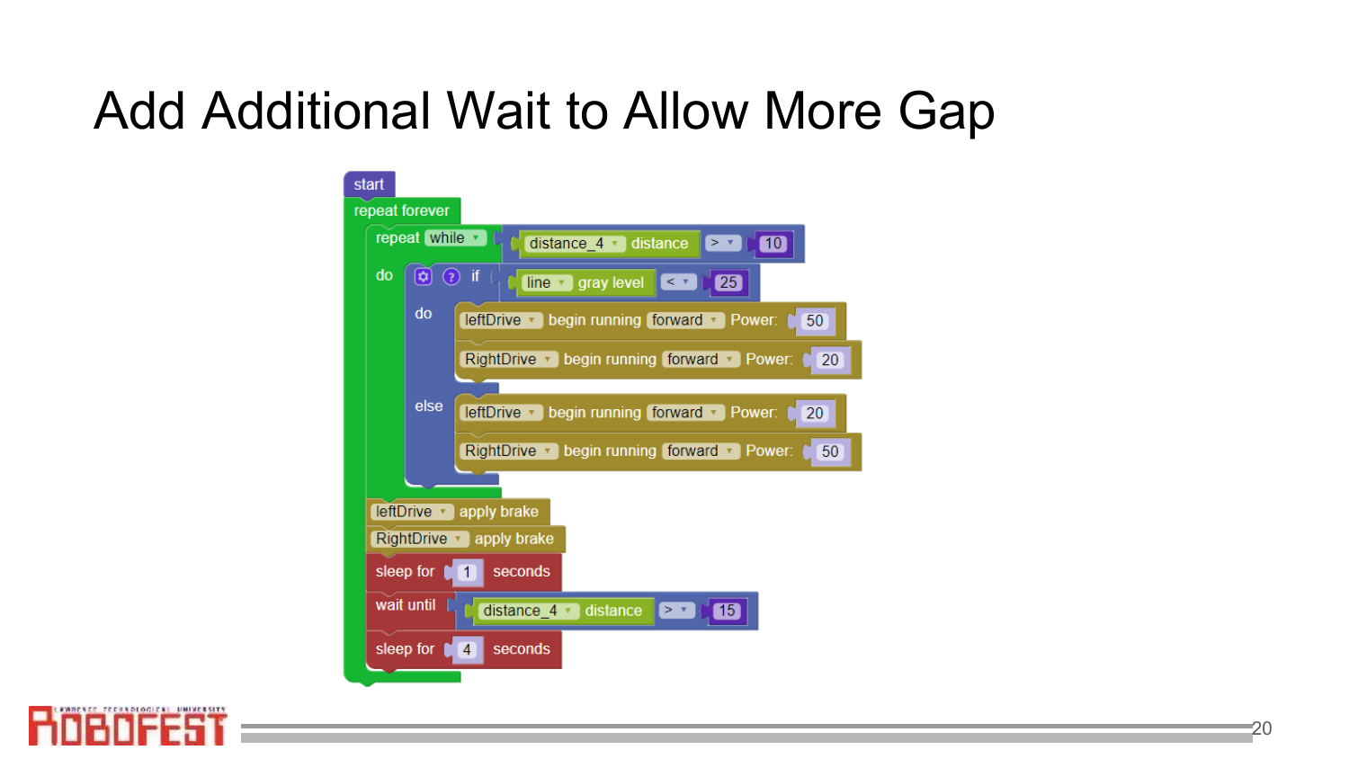# Add Additional Wait to Allow More Gap

```
start
repeat forever
    repeat while (distance_4 distance > 10)
    do
        if (line gray level < 25)
        do
            leftDrive begin running forward Power: 50
            RightDrive begin running forward Power: 20
        else
            leftDrive begin running forward Power: 20
            RightDrive begin running forward Power: 50
    leftDrive apply brake
    RightDrive apply brake
    sleep for 1 seconds
    wait until (distance_4 distance > 15)
    sleep for 4 seconds
```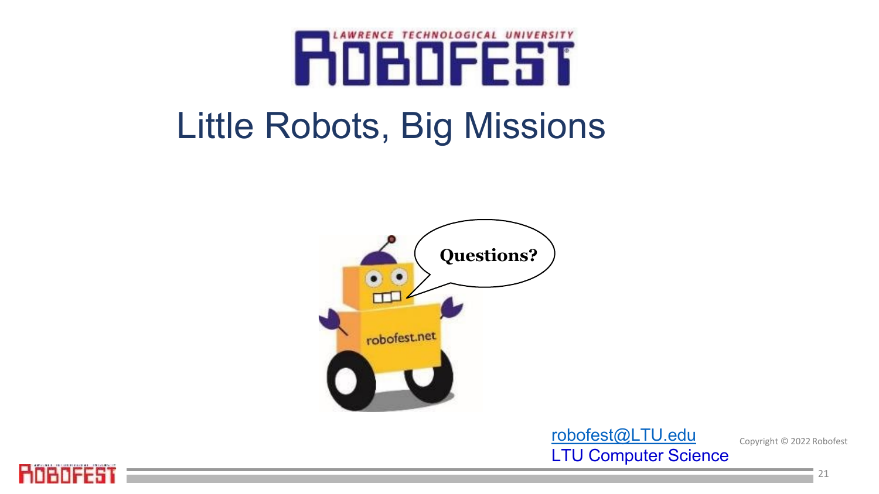# Little Robots, Big Missions

Questions?

robofest.net

robofest@LTU.edu

LTU Computer Science

Copyright © 2022 Robofest